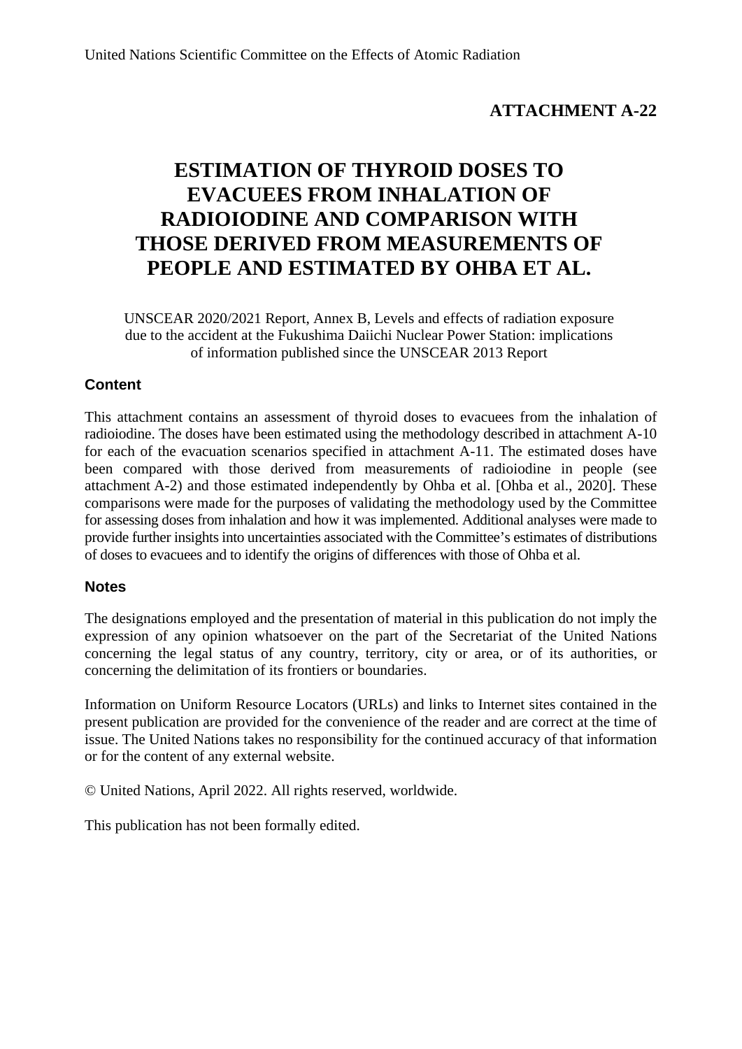United Nations Scientific Committee on the Effects of Atomic Radiation

**ATTACHMENT A-22**

# ESTIMATION OF THYROID DOSES TO EVACUEES FROM INHALATION OF RADIOIODINE AND COMPARISON WITH THOSE DERIVED FROM MEASUREMENTS OF PEOPLE AND ESTIMATED BY OHBA ET AL.

UNSCEAR 2020/2021 Report, Annex B, Levels and effects of radiation exposure due to the accident at the Fukushima Daiichi Nuclear Power Station: implications of information published since the UNSCEAR 2013 Report

## Content

This attachment contains an assessment of thyroid doses to evacuees from the inhalation of radioiodine. The doses have been estimated using the methodology described in attachment A-10 for each of the evacuation scenarios specified in attachment A-11. The estimated doses have been compared with those derived from measurements of radioiodine in people (see attachment A-2) and those estimated independently by Ohba et al. [Ohba et al., 2020]. These comparisons were made for the purposes of validating the methodology used by the Committee for assessing doses from inhalation and how it was implemented. Additional analyses were made to provide further insights into uncertainties associated with the Committee's estimates of distributions of doses to evacuees and to identify the origins of differences with those of Ohba et al.

## Notes

The designations employed and the presentation of material in this publication do not imply the expression of any opinion whatsoever on the part of the Secretariat of the United Nations concerning the legal status of any country, territory, city or area, or of its authorities, or concerning the delimitation of its frontiers or boundaries.

Information on Uniform Resource Locators (URLs) and links to Internet sites contained in the present publication are provided for the convenience of the reader and are correct at the time of issue. The United Nations takes no responsibility for the continued accuracy of that information or for the content of any external website.

© United Nations, April 2022. All rights reserved, worldwide.

This publication has not been formally edited.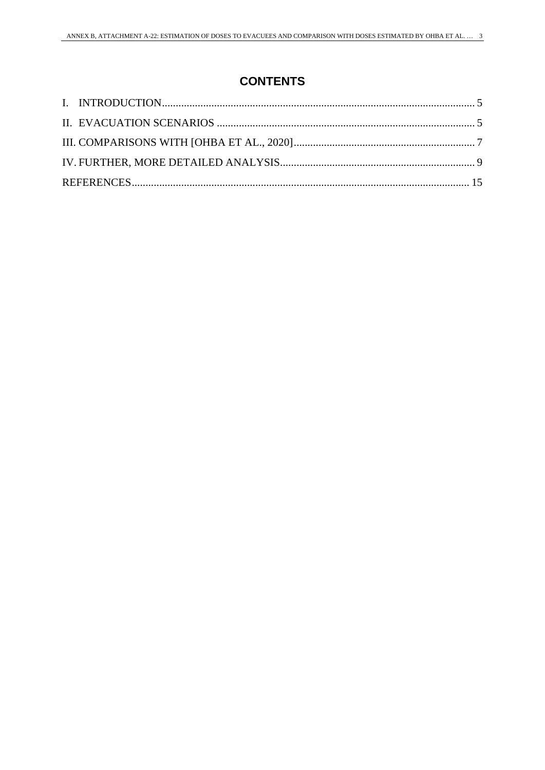# CONTENTS

I. INTRODUCTION ... 5

II. EVACUATION SCENARIOS ... 5

III. COMPARISONS WITH [OHBA ET AL., 2020] ... 7

IV. FURTHER, MORE DETAILED ANALYSIS ... 9

REFERENCES ... 15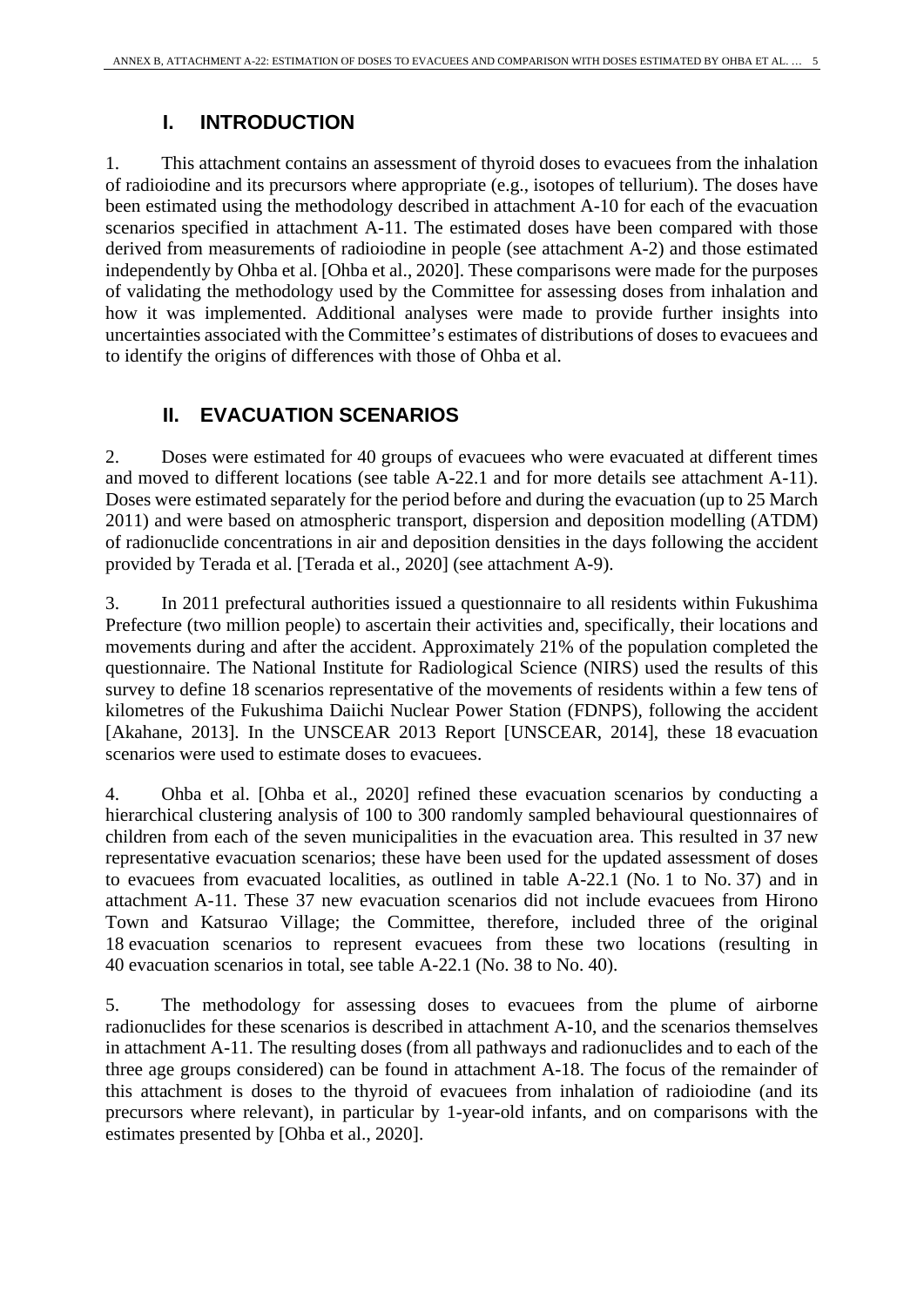# I. INTRODUCTION

1. This attachment contains an assessment of thyroid doses to evacuees from the inhalation of radioiodine and its precursors where appropriate (e.g., isotopes of tellurium). The doses have been estimated using the methodology described in attachment A-10 for each of the evacuation scenarios specified in attachment A-11. The estimated doses have been compared with those derived from measurements of radioiodine in people (see attachment A-2) and those estimated independently by Ohba et al. [Ohba et al., 2020]. These comparisons were made for the purposes of validating the methodology used by the Committee for assessing doses from inhalation and how it was implemented. Additional analyses were made to provide further insights into uncertainties associated with the Committee's estimates of distributions of doses to evacuees and to identify the origins of differences with those of Ohba et al.

# II. EVACUATION SCENARIOS

2. Doses were estimated for 40 groups of evacuees who were evacuated at different times and moved to different locations (see table A-22.1 and for more details see attachment A-11). Doses were estimated separately for the period before and during the evacuation (up to 25 March 2011) and were based on atmospheric transport, dispersion and deposition modelling (ATDM) of radionuclide concentrations in air and deposition densities in the days following the accident provided by Terada et al. [Terada et al., 2020] (see attachment A-9).

3. In 2011 prefectural authorities issued a questionnaire to all residents within Fukushima Prefecture (two million people) to ascertain their activities and, specifically, their locations and movements during and after the accident. Approximately 21% of the population completed the questionnaire. The National Institute for Radiological Science (NIRS) used the results of this survey to define 18 scenarios representative of the movements of residents within a few tens of kilometres of the Fukushima Daiichi Nuclear Power Station (FDNPS), following the accident [Akahane, 2013]. In the UNSCEAR 2013 Report [UNSCEAR, 2014], these 18 evacuation scenarios were used to estimate doses to evacuees.

4. Ohba et al. [Ohba et al., 2020] refined these evacuation scenarios by conducting a hierarchical clustering analysis of 100 to 300 randomly sampled behavioural questionnaires of children from each of the seven municipalities in the evacuation area. This resulted in 37 new representative evacuation scenarios; these have been used for the updated assessment of doses to evacuees from evacuated localities, as outlined in table A-22.1 (No. 1 to No. 37) and in attachment A-11. These 37 new evacuation scenarios did not include evacuees from Hirono Town and Katsurao Village; the Committee, therefore, included three of the original 18 evacuation scenarios to represent evacuees from these two locations (resulting in 40 evacuation scenarios in total, see table A-22.1 (No. 38 to No. 40).

5. The methodology for assessing doses to evacuees from the plume of airborne radionuclides for these scenarios is described in attachment A-10, and the scenarios themselves in attachment A-11. The resulting doses (from all pathways and radionuclides and to each of the three age groups considered) can be found in attachment A-18. The focus of the remainder of this attachment is doses to the thyroid of evacuees from inhalation of radioiodine (and its precursors where relevant), in particular by 1-year-old infants, and on comparisons with the estimates presented by [Ohba et al., 2020].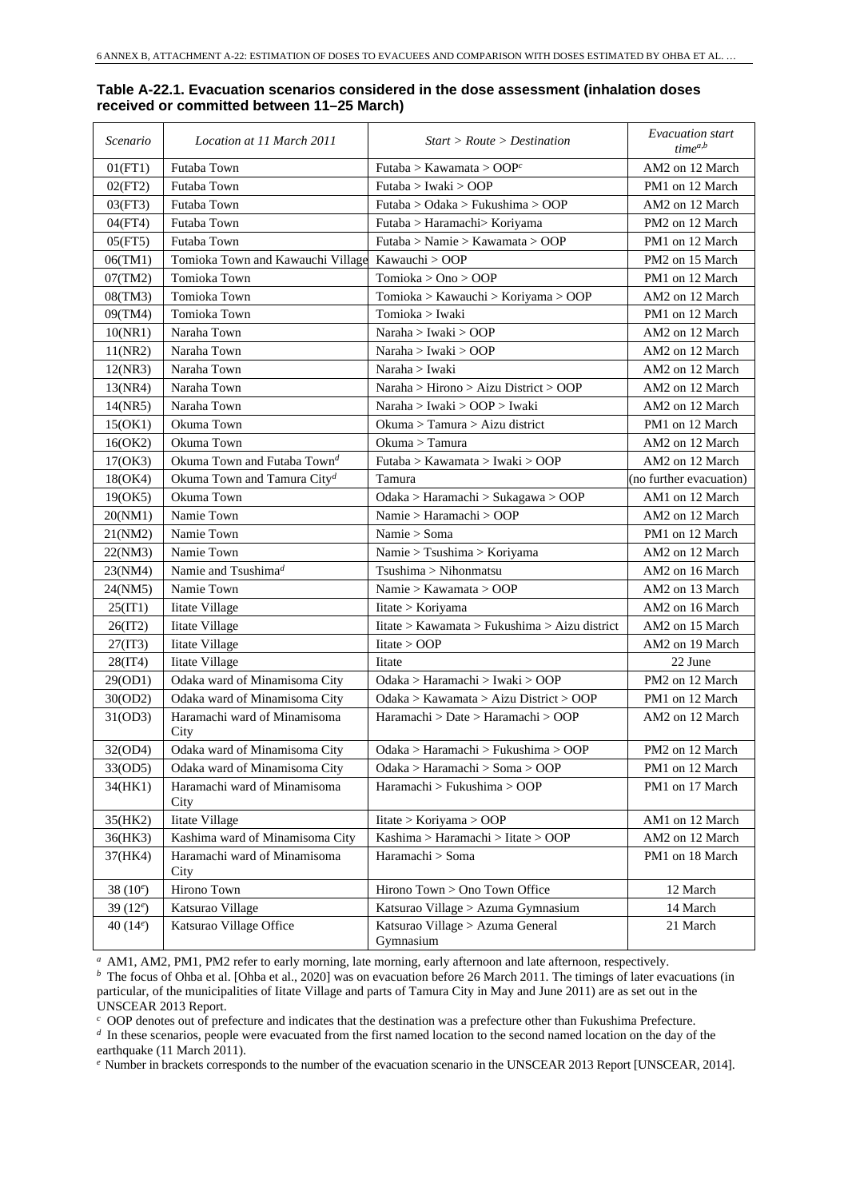**Table A-22.1. Evacuation scenarios considered in the dose assessment (inhalation doses received or committed between 11–25 March)**

| *Scenario* | *Location at 11 March 2011* | *Start > Route > Destination* | *Evacuation start time*[a,b] |
|---|---|---|---|
| 01(FT1) | Futaba Town | Futaba > Kawamata > OOP[c] | AM2 on 12 March |
| 02(FT2) | Futaba Town | Futaba > Iwaki > OOP | PM1 on 12 March |
| 03(FT3) | Futaba Town | Futaba > Odaka > Fukushima > OOP | AM2 on 12 March |
| 04(FT4) | Futaba Town | Futaba > Haramachi> Koriyama | PM2 on 12 March |
| 05(FT5) | Futaba Town | Futaba > Namie > Kawamata > OOP | PM1 on 12 March |
| 06(TM1) | Tomioka Town and Kawauchi Village | Kawauchi > OOP | PM2 on 15 March |
| 07(TM2) | Tomioka Town | Tomioka > Ono > OOP | PM1 on 12 March |
| 08(TM3) | Tomioka Town | Tomioka > Kawauchi > Koriyama > OOP | AM2 on 12 March |
| 09(TM4) | Tomioka Town | Tomioka > Iwaki | PM1 on 12 March |
| 10(NR1) | Naraha Town | Naraha > Iwaki > OOP | AM2 on 12 March |
| 11(NR2) | Naraha Town | Naraha > Iwaki > OOP | AM2 on 12 March |
| 12(NR3) | Naraha Town | Naraha > Iwaki | AM2 on 12 March |
| 13(NR4) | Naraha Town | Naraha > Hirono > Aizu District > OOP | AM2 on 12 March |
| 14(NR5) | Naraha Town | Naraha > Iwaki > OOP > Iwaki | AM2 on 12 March |
| 15(OK1) | Okuma Town | Okuma > Tamura > Aizu district | PM1 on 12 March |
| 16(OK2) | Okuma Town | Okuma > Tamura | AM2 on 12 March |
| 17(OK3) | Okuma Town and Futaba Town[d] | Futaba > Kawamata > Iwaki > OOP | AM2 on 12 March |
| 18(OK4) | Okuma Town and Tamura City[d] | Tamura | (no further evacuation) |
| 19(OK5) | Okuma Town | Odaka > Haramachi > Sukagawa > OOP | AM1 on 12 March |
| 20(NM1) | Namie Town | Namie > Haramachi > OOP | AM2 on 12 March |
| 21(NM2) | Namie Town | Namie > Soma | PM1 on 12 March |
| 22(NM3) | Namie Town | Namie > Tsushima > Koriyama | AM2 on 12 March |
| 23(NM4) | Namie and Tsushima[d] | Tsushima > Nihonmatsu | AM2 on 16 March |
| 24(NM5) | Namie Town | Namie > Kawamata > OOP | AM2 on 13 March |
| 25(IT1) | Iitate Village | Iitate > Koriyama | AM2 on 16 March |
| 26(IT2) | Iitate Village | Iitate > Kawamata > Fukushima > Aizu district | AM2 on 15 March |
| 27(IT3) | Iitate Village | Iitate > OOP | AM2 on 19 March |
| 28(IT4) | Iitate Village | Iitate | 22 June |
| 29(OD1) | Odaka ward of Minamisoma City | Odaka > Haramachi > Iwaki > OOP | PM2 on 12 March |
| 30(OD2) | Odaka ward of Minamisoma City | Odaka > Kawamata > Aizu District > OOP | PM1 on 12 March |
| 31(OD3) | Haramachi ward of Minamisoma City | Haramachi > Date > Haramachi > OOP | AM2 on 12 March |
| 32(OD4) | Odaka ward of Minamisoma City | Odaka > Haramachi > Fukushima > OOP | PM2 on 12 March |
| 33(OD5) | Odaka ward of Minamisoma City | Odaka > Haramachi > Soma > OOP | PM1 on 12 March |
| 34(HK1) | Haramachi ward of Minamisoma City | Haramachi > Fukushima > OOP | PM1 on 17 March |
| 35(HK2) | Iitate Village | Iitate > Koriyama > OOP | AM1 on 12 March |
| 36(HK3) | Kashima ward of Minamisoma City | Kashima > Haramachi > Iitate > OOP | AM2 on 12 March |
| 37(HK4) | Haramachi ward of Minamisoma City | Haramachi > Soma | PM1 on 18 March |
| 38 (10[e]) | Hirono Town | Hirono Town > Ono Town Office | 12 March |
| 39 (12[e]) | Katsurao Village | Katsurao Village > Azuma Gymnasium | 14 March |
| 40 (14[e]) | Katsurao Village Office | Katsurao Village > Azuma General Gymnasium | 21 March |

[a] AM1, AM2, PM1, PM2 refer to early morning, late morning, early afternoon and late afternoon, respectively.
[b] The focus of Ohba et al. [Ohba et al., 2020] was on evacuation before 26 March 2011. The timings of later evacuations (in particular, of the municipalities of Iitate Village and parts of Tamura City in May and June 2011) are as set out in the UNSCEAR 2013 Report.
[c] OOP denotes out of prefecture and indicates that the destination was a prefecture other than Fukushima Prefecture.
[d] In these scenarios, people were evacuated from the first named location to the second named location on the day of the earthquake (11 March 2011).
[e] Number in brackets corresponds to the number of the evacuation scenario in the UNSCEAR 2013 Report [UNSCEAR, 2014].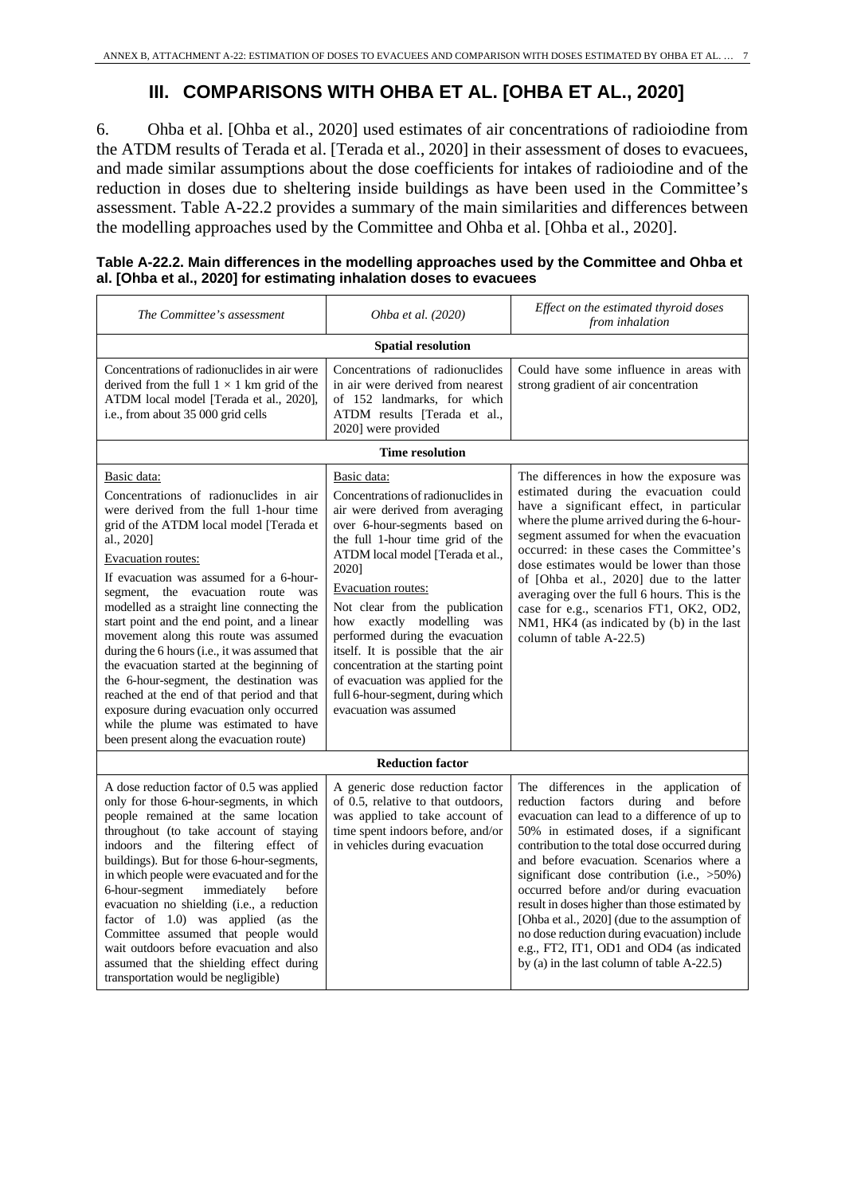## III. COMPARISONS WITH OHBA ET AL. [OHBA ET AL., 2020]

6. Ohba et al. [Ohba et al., 2020] used estimates of air concentrations of radioiodine from the ATDM results of Terada et al. [Terada et al., 2020] in their assessment of doses to evacuees, and made similar assumptions about the dose coefficients for intakes of radioiodine and of the reduction in doses due to sheltering inside buildings as have been used in the Committee's assessment. Table A-22.2 provides a summary of the main similarities and differences between the modelling approaches used by the Committee and Ohba et al. [Ohba et al., 2020].

**Table A-22.2. Main differences in the modelling approaches used by the Committee and Ohba et al. [Ohba et al., 2020] for estimating inhalation doses to evacuees**

| *The Committee's assessment* | *Ohba et al. (2020)* | *Effect on the estimated thyroid doses from inhalation* |
|---|---|---|
| **Spatial resolution** | | |
| Concentrations of radionuclides in air were derived from the full 1 × 1 km grid of the ATDM local model [Terada et al., 2020], i.e., from about 35 000 grid cells | Concentrations of radionuclides in air were derived from nearest of 152 landmarks, for which ATDM results [Terada et al., 2020] were provided | Could have some influence in areas with strong gradient of air concentration |
| **Time resolution** | | |
| Basic data: Concentrations of radionuclides in air were derived from the full 1-hour time grid of the ATDM local model [Terada et al., 2020]<br>Evacuation routes: If evacuation was assumed for a 6-hour-segment, the evacuation route was modelled as a straight line connecting the start point and the end point, and a linear movement along this route was assumed during the 6 hours (i.e., it was assumed that the evacuation started at the beginning of the 6-hour-segment, the destination was reached at the end of that period and that exposure during evacuation only occurred while the plume was estimated to have been present along the evacuation route) | Basic data: Concentrations of radionuclides in air were derived from averaging over 6-hour-segments based on the full 1-hour time grid of the ATDM local model [Terada et al., 2020]<br>Evacuation routes: Not clear from the publication how exactly modelling was performed during the evacuation itself. It is possible that the air concentration at the starting point of evacuation was applied for the full 6-hour-segment, during which evacuation was assumed | The differences in how the exposure was estimated during the evacuation could have a significant effect, in particular where the plume arrived during the 6-hour-segment assumed for when the evacuation occurred: in these cases the Committee's dose estimates would be lower than those of [Ohba et al., 2020] due to the latter averaging over the full 6 hours. This is the case for e.g., scenarios FT1, OK2, OD2, NM1, HK4 (as indicated by (b) in the last column of table A-22.5) |
| **Reduction factor** | | |
| A dose reduction factor of 0.5 was applied only for those 6-hour-segments, in which people remained at the same location throughout (to take account of staying indoors and the filtering effect of buildings). But for those 6-hour-segments, in which people were evacuated and for the 6-hour-segment immediately before evacuation no shielding (i.e., a reduction factor of 1.0) was applied (as the Committee assumed that people would wait outdoors before evacuation and also assumed that the shielding effect during transportation would be negligible) | A generic dose reduction factor of 0.5, relative to that outdoors, was applied to take account of time spent indoors before, and/or in vehicles during evacuation | The differences in the application of reduction factors during and before evacuation can lead to a difference of up to 50% in estimated doses, if a significant contribution to the total dose occurred during and before evacuation. Scenarios where a significant dose contribution (i.e., >50%) occurred before and/or during evacuation result in doses higher than those estimated by [Ohba et al., 2020] (due to the assumption of no dose reduction during evacuation) include e.g., FT2, IT1, OD1 and OD4 (as indicated by (a) in the last column of table A-22.5) |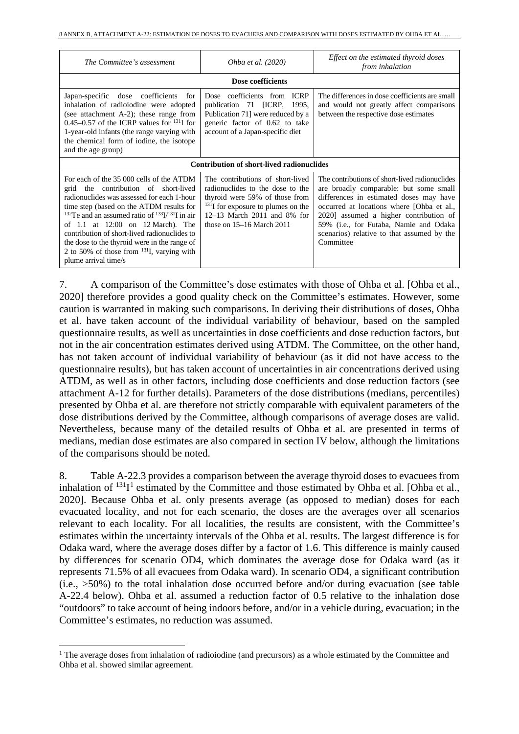| *The Committee's assessment* | *Ohba et al. (2020)* | *Effect on the estimated thyroid doses from inhalation* |
|---|---|---|
| **Dose coefficients** | | |
| Japan-specific dose coefficients for inhalation of radioiodine were adopted (see attachment A-2); these range from 0.45–0.57 of the ICRP values for $^{131}$I for 1-year-old infants (the range varying with the chemical form of iodine, the isotope and the age group) | Dose coefficients from ICRP publication 71 [ICRP, 1995, Publication 71] were reduced by a generic factor of 0.62 to take account of a Japan-specific diet | The differences in dose coefficients are small and would not greatly affect comparisons between the respective dose estimates |
| **Contribution of short-lived radionuclides** | | |
| For each of the 35 000 cells of the ATDM grid the contribution of short-lived radionuclides was assessed for each 1-hour time step (based on the ATDM results for $^{132}$Te and an assumed ratio of $^{133}$I/$^{131}$I in air of 1.1 at 12:00 on 12 March). The contribution of short-lived radionuclides to the dose to the thyroid were in the range of 2 to 50% of those from $^{131}$I, varying with plume arrival time/s | The contributions of short-lived radionuclides to the dose to the thyroid were 59% of those from $^{131}$I for exposure to plumes on the 12–13 March 2011 and 8% for those on 15–16 March 2011 | The contributions of short-lived radionuclides are broadly comparable: but some small differences in estimated doses may have occurred at locations where [Ohba et al., 2020] assumed a higher contribution of 59% (i.e., for Futaba, Namie and Odaka scenarios) relative to that assumed by the Committee |

7. A comparison of the Committee's dose estimates with those of Ohba et al. [Ohba et al., 2020] therefore provides a good quality check on the Committee's estimates. However, some caution is warranted in making such comparisons. In deriving their distributions of doses, Ohba et al. have taken account of the individual variability of behaviour, based on the sampled questionnaire results, as well as uncertainties in dose coefficients and dose reduction factors, but not in the air concentration estimates derived using ATDM. The Committee, on the other hand, has not taken account of individual variability of behaviour (as it did not have access to the questionnaire results), but has taken account of uncertainties in air concentrations derived using ATDM, as well as in other factors, including dose coefficients and dose reduction factors (see attachment A-12 for further details). Parameters of the dose distributions (medians, percentiles) presented by Ohba et al. are therefore not strictly comparable with equivalent parameters of the dose distributions derived for the Committee, although comparisons of average doses are valid. Nevertheless, because many of the detailed results of Ohba et al. are presented in terms of medians, median dose estimates are also compared in section IV below, although the limitations of the comparisons should be noted.

8. Table A-22.3 provides a comparison between the average thyroid doses to evacuees from inhalation of $^{131}$I[1] estimated by the Committee and those estimated by Ohba et al. [Ohba et al., 2020]. Because Ohba et al. only presents average (as opposed to median) doses for each evacuated locality, and not for each scenario, the doses are the averages over all scenarios relevant to each locality. For all localities, the results are consistent, with the Committee's estimates within the uncertainty intervals of the Ohba et al. results. The largest difference is for Odaka ward, where the average doses differ by a factor of 1.6. This difference is mainly caused by differences for scenario OD4, which dominates the average dose for Odaka ward (as it represents 71.5% of all evacuees from Odaka ward). In scenario OD4, a significant contribution (i.e., >50%) to the total inhalation dose occurred before and/or during evacuation (see table A-22.4 below). Ohba et al. assumed a reduction factor of 0.5 relative to the inhalation dose "outdoors" to take account of being indoors before, and/or in a vehicle during, evacuation; in the Committee's estimates, no reduction was assumed.

[1] The average doses from inhalation of radioiodine (and precursors) as a whole estimated by the Committee and Ohba et al. showed similar agreement.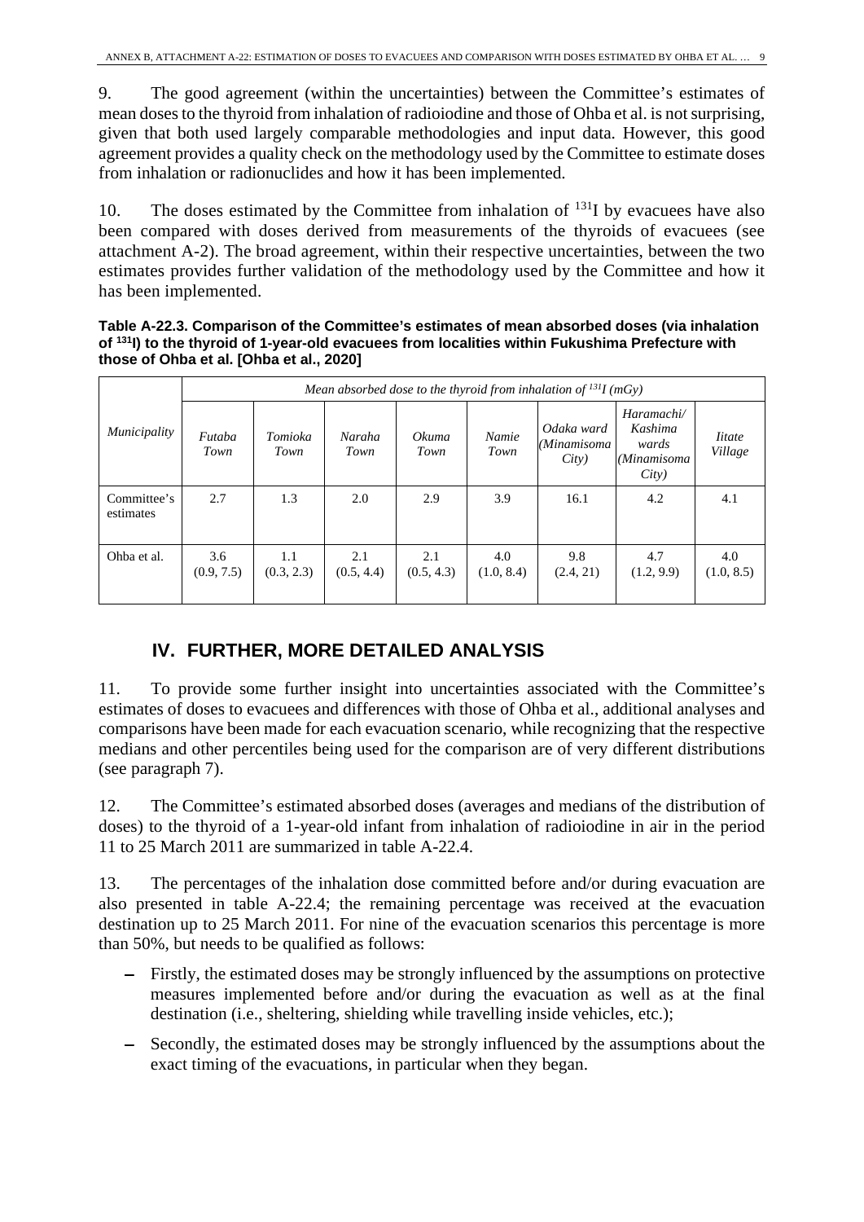9. The good agreement (within the uncertainties) between the Committee's estimates of mean doses to the thyroid from inhalation of radioiodine and those of Ohba et al. is not surprising, given that both used largely comparable methodologies and input data. However, this good agreement provides a quality check on the methodology used by the Committee to estimate doses from inhalation or radionuclides and how it has been implemented.

10. The doses estimated by the Committee from inhalation of $^{131}$I by evacuees have also been compared with doses derived from measurements of the thyroids of evacuees (see attachment A-2). The broad agreement, within their respective uncertainties, between the two estimates provides further validation of the methodology used by the Committee and how it has been implemented.

**Table A-22.3. Comparison of the Committee's estimates of mean absorbed doses (via inhalation of $^{131}$I) to the thyroid of 1-year-old evacuees from localities within Fukushima Prefecture with those of Ohba et al. [Ohba et al., 2020]**

| *Municipality* | *Mean absorbed dose to the thyroid from inhalation of $^{131}$I (mGy)* | | | | | | | |
|---|---|---|---|---|---|---|---|---|
| | *Futaba Town* | *Tomioka Town* | *Naraha Town* | *Okuma Town* | *Namie Town* | *Odaka ward (Minamisoma City)* | *Haramachi/ Kashima wards (Minamisoma City)* | *Iitate Village* |
| Committee's estimates | 2.7 | 1.3 | 2.0 | 2.9 | 3.9 | 16.1 | 4.2 | 4.1 |
| Ohba et al. | 3.6 (0.9, 7.5) | 1.1 (0.3, 2.3) | 2.1 (0.5, 4.4) | 2.1 (0.5, 4.3) | 4.0 (1.0, 8.4) | 9.8 (2.4, 21) | 4.7 (1.2, 9.9) | 4.0 (1.0, 8.5) |

## IV. FURTHER, MORE DETAILED ANALYSIS

11. To provide some further insight into uncertainties associated with the Committee's estimates of doses to evacuees and differences with those of Ohba et al., additional analyses and comparisons have been made for each evacuation scenario, while recognizing that the respective medians and other percentiles being used for the comparison are of very different distributions (see paragraph 7).

12. The Committee's estimated absorbed doses (averages and medians of the distribution of doses) to the thyroid of a 1-year-old infant from inhalation of radioiodine in air in the period 11 to 25 March 2011 are summarized in table A-22.4.

13. The percentages of the inhalation dose committed before and/or during evacuation are also presented in table A-22.4; the remaining percentage was received at the evacuation destination up to 25 March 2011. For nine of the evacuation scenarios this percentage is more than 50%, but needs to be qualified as follows:

- Firstly, the estimated doses may be strongly influenced by the assumptions on protective measures implemented before and/or during the evacuation as well as at the final destination (i.e., sheltering, shielding while travelling inside vehicles, etc.);
- Secondly, the estimated doses may be strongly influenced by the assumptions about the exact timing of the evacuations, in particular when they began.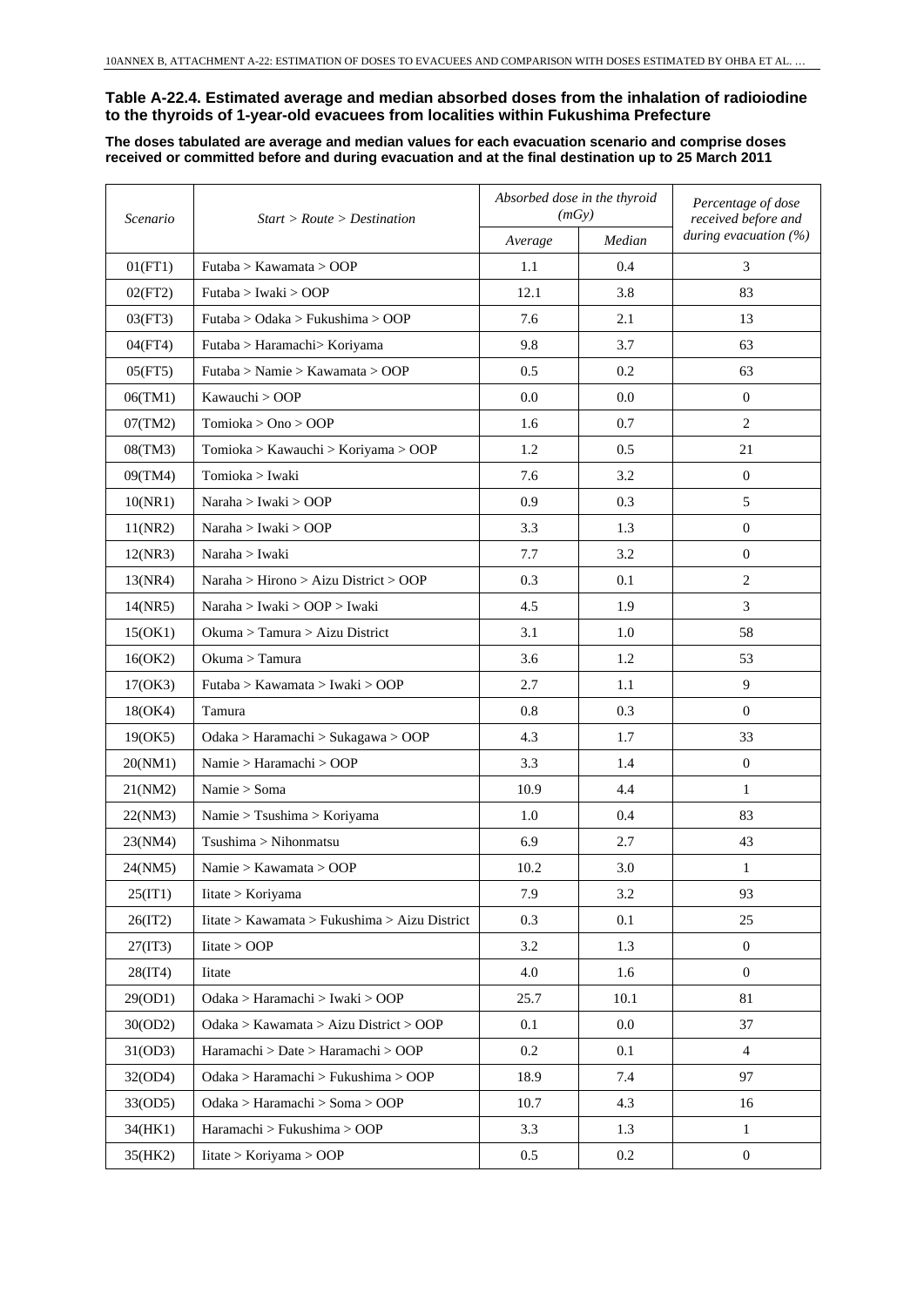**Table A-22.4. Estimated average and median absorbed doses from the inhalation of radioiodine to the thyroids of 1-year-old evacuees from localities within Fukushima Prefecture**

**The doses tabulated are average and median values for each evacuation scenario and comprise doses received or committed before and during evacuation and at the final destination up to 25 March 2011**

| *Scenario* | *Start > Route > Destination* | *Absorbed dose in the thyroid (mGy)* | | *Percentage of dose received before and during evacuation (%)* |
|---|---|---|---|---|
| | | *Average* | *Median* | |
| 01(FT1) | Futaba > Kawamata > OOP | 1.1 | 0.4 | 3 |
| 02(FT2) | Futaba > Iwaki > OOP | 12.1 | 3.8 | 83 |
| 03(FT3) | Futaba > Odaka > Fukushima > OOP | 7.6 | 2.1 | 13 |
| 04(FT4) | Futaba > Haramachi> Koriyama | 9.8 | 3.7 | 63 |
| 05(FT5) | Futaba > Namie > Kawamata > OOP | 0.5 | 0.2 | 63 |
| 06(TM1) | Kawauchi > OOP | 0.0 | 0.0 | 0 |
| 07(TM2) | Tomioka > Ono > OOP | 1.6 | 0.7 | 2 |
| 08(TM3) | Tomioka > Kawauchi > Koriyama > OOP | 1.2 | 0.5 | 21 |
| 09(TM4) | Tomioka > Iwaki | 7.6 | 3.2 | 0 |
| 10(NR1) | Naraha > Iwaki > OOP | 0.9 | 0.3 | 5 |
| 11(NR2) | Naraha > Iwaki > OOP | 3.3 | 1.3 | 0 |
| 12(NR3) | Naraha > Iwaki | 7.7 | 3.2 | 0 |
| 13(NR4) | Naraha > Hirono > Aizu District > OOP | 0.3 | 0.1 | 2 |
| 14(NR5) | Naraha > Iwaki > OOP > Iwaki | 4.5 | 1.9 | 3 |
| 15(OK1) | Okuma > Tamura > Aizu District | 3.1 | 1.0 | 58 |
| 16(OK2) | Okuma > Tamura | 3.6 | 1.2 | 53 |
| 17(OK3) | Futaba > Kawamata > Iwaki > OOP | 2.7 | 1.1 | 9 |
| 18(OK4) | Tamura | 0.8 | 0.3 | 0 |
| 19(OK5) | Odaka > Haramachi > Sukagawa > OOP | 4.3 | 1.7 | 33 |
| 20(NM1) | Namie > Haramachi > OOP | 3.3 | 1.4 | 0 |
| 21(NM2) | Namie > Soma | 10.9 | 4.4 | 1 |
| 22(NM3) | Namie > Tsushima > Koriyama | 1.0 | 0.4 | 83 |
| 23(NM4) | Tsushima > Nihonmatsu | 6.9 | 2.7 | 43 |
| 24(NM5) | Namie > Kawamata > OOP | 10.2 | 3.0 | 1 |
| 25(IT1) | Iitate > Koriyama | 7.9 | 3.2 | 93 |
| 26(IT2) | Iitate > Kawamata > Fukushima > Aizu District | 0.3 | 0.1 | 25 |
| 27(IT3) | Iitate > OOP | 3.2 | 1.3 | 0 |
| 28(IT4) | Iitate | 4.0 | 1.6 | 0 |
| 29(OD1) | Odaka > Haramachi > Iwaki > OOP | 25.7 | 10.1 | 81 |
| 30(OD2) | Odaka > Kawamata > Aizu District > OOP | 0.1 | 0.0 | 37 |
| 31(OD3) | Haramachi > Date > Haramachi > OOP | 0.2 | 0.1 | 4 |
| 32(OD4) | Odaka > Haramachi > Fukushima > OOP | 18.9 | 7.4 | 97 |
| 33(OD5) | Odaka > Haramachi > Soma > OOP | 10.7 | 4.3 | 16 |
| 34(HK1) | Haramachi > Fukushima > OOP | 3.3 | 1.3 | 1 |
| 35(HK2) | Iitate > Koriyama > OOP | 0.5 | 0.2 | 0 |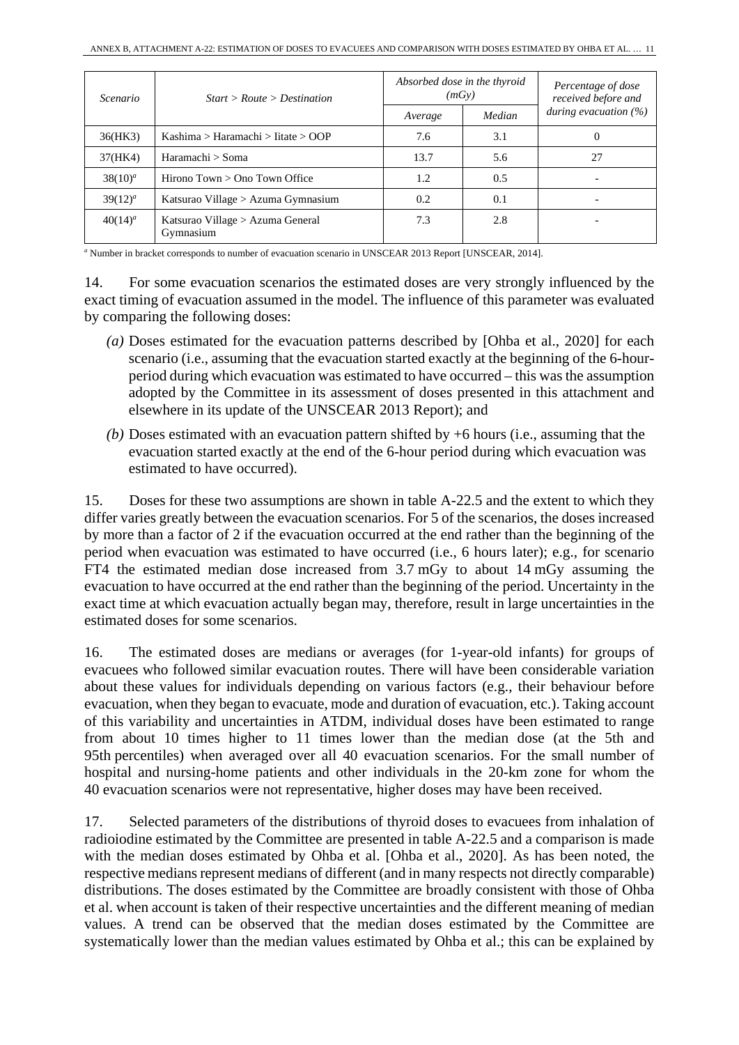| Scenario | Start > Route > Destination | Absorbed dose in the thyroid (mGy) | | Percentage of dose received before and during evacuation (%) |
|---|---|---|---|---|
| | | Average | Median | |
| 36(HK3) | Kashima > Haramachi > Iitate > OOP | 7.6 | 3.1 | 0 |
| 37(HK4) | Haramachi > Soma | 13.7 | 5.6 | 27 |
| 38(10)[a] | Hirono Town > Ono Town Office | 1.2 | 0.5 | - |
| 39(12)[a] | Katsurao Village > Azuma Gymnasium | 0.2 | 0.1 | - |
| 40(14)[a] | Katsurao Village > Azuma General Gymnasium | 7.3 | 2.8 | - |

[a] Number in bracket corresponds to number of evacuation scenario in UNSCEAR 2013 Report [UNSCEAR, 2014].

14. For some evacuation scenarios the estimated doses are very strongly influenced by the exact timing of evacuation assumed in the model. The influence of this parameter was evaluated by comparing the following doses:

*(a)* Doses estimated for the evacuation patterns described by [Ohba et al., 2020] for each scenario (i.e., assuming that the evacuation started exactly at the beginning of the 6-hour-period during which evacuation was estimated to have occurred – this was the assumption adopted by the Committee in its assessment of doses presented in this attachment and elsewhere in its update of the UNSCEAR 2013 Report); and

*(b)* Doses estimated with an evacuation pattern shifted by +6 hours (i.e., assuming that the evacuation started exactly at the end of the 6-hour period during which evacuation was estimated to have occurred).

15. Doses for these two assumptions are shown in table A-22.5 and the extent to which they differ varies greatly between the evacuation scenarios. For 5 of the scenarios, the doses increased by more than a factor of 2 if the evacuation occurred at the end rather than the beginning of the period when evacuation was estimated to have occurred (i.e., 6 hours later); e.g., for scenario FT4 the estimated median dose increased from 3.7 mGy to about 14 mGy assuming the evacuation to have occurred at the end rather than the beginning of the period. Uncertainty in the exact time at which evacuation actually began may, therefore, result in large uncertainties in the estimated doses for some scenarios.

16. The estimated doses are medians or averages (for 1-year-old infants) for groups of evacuees who followed similar evacuation routes. There will have been considerable variation about these values for individuals depending on various factors (e.g., their behaviour before evacuation, when they began to evacuate, mode and duration of evacuation, etc.). Taking account of this variability and uncertainties in ATDM, individual doses have been estimated to range from about 10 times higher to 11 times lower than the median dose (at the 5th and 95th percentiles) when averaged over all 40 evacuation scenarios. For the small number of hospital and nursing-home patients and other individuals in the 20-km zone for whom the 40 evacuation scenarios were not representative, higher doses may have been received.

17. Selected parameters of the distributions of thyroid doses to evacuees from inhalation of radioiodine estimated by the Committee are presented in table A-22.5 and a comparison is made with the median doses estimated by Ohba et al. [Ohba et al., 2020]. As has been noted, the respective medians represent medians of different (and in many respects not directly comparable) distributions. The doses estimated by the Committee are broadly consistent with those of Ohba et al. when account is taken of their respective uncertainties and the different meaning of median values. A trend can be observed that the median doses estimated by the Committee are systematically lower than the median values estimated by Ohba et al.; this can be explained by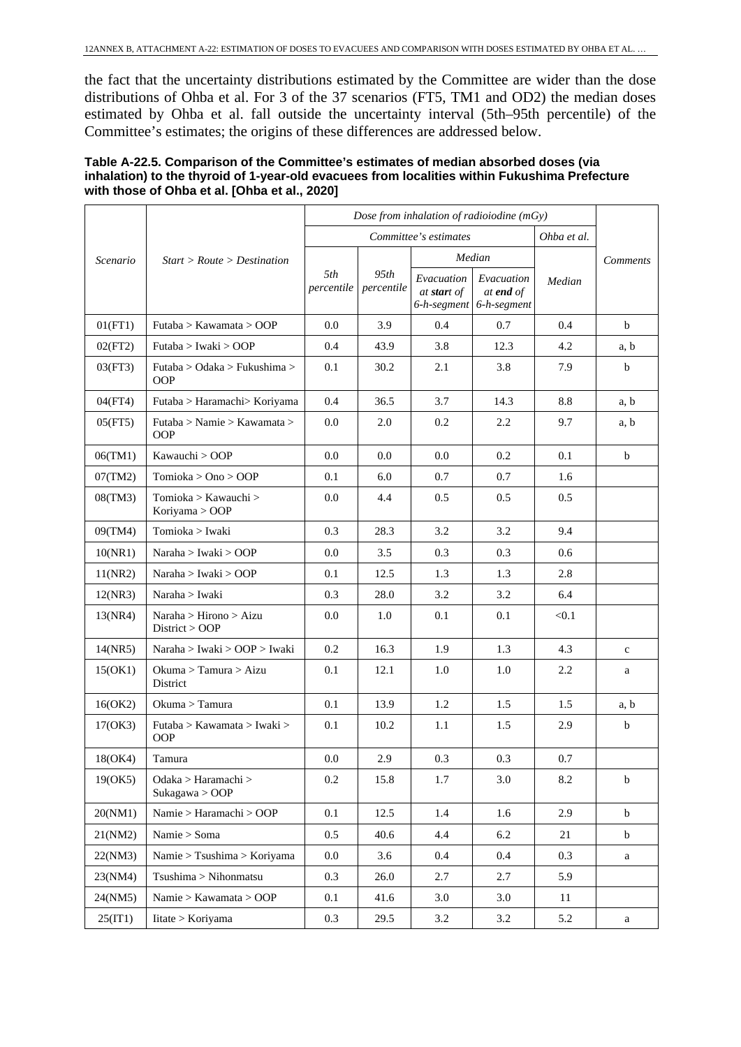the fact that the uncertainty distributions estimated by the Committee are wider than the dose distributions of Ohba et al. For 3 of the 37 scenarios (FT5, TM1 and OD2) the median doses estimated by Ohba et al. fall outside the uncertainty interval (5th–95th percentile) of the Committee's estimates; the origins of these differences are addressed below.

**Table A-22.5. Comparison of the Committee's estimates of median absorbed doses (via inhalation) to the thyroid of 1-year-old evacuees from localities within Fukushima Prefecture with those of Ohba et al. [Ohba et al., 2020]**

| *Scenario* | *Start > Route > Destination* | *Dose from inhalation of radioiodine (mGy)* | | | | | *Comments* |
|---|---|---|---|---|---|---|---|
| | | *Committee's estimates* | | | | *Ohba et al.* | |
| | | *5th percentile* | *95th percentile* | *Median* | | *Median* | |
| | | | | *Evacuation at **start** of 6-h-segment* | *Evacuation at **end** of 6-h-segment* | | |
| 01(FT1) | Futaba > Kawamata > OOP | 0.0 | 3.9 | 0.4 | 0.7 | 0.4 | b |
| 02(FT2) | Futaba > Iwaki > OOP | 0.4 | 43.9 | 3.8 | 12.3 | 4.2 | a, b |
| 03(FT3) | Futaba > Odaka > Fukushima > OOP | 0.1 | 30.2 | 2.1 | 3.8 | 7.9 | b |
| 04(FT4) | Futaba > Haramachi> Koriyama | 0.4 | 36.5 | 3.7 | 14.3 | 8.8 | a, b |
| 05(FT5) | Futaba > Namie > Kawamata > OOP | 0.0 | 2.0 | 0.2 | 2.2 | 9.7 | a, b |
| 06(TM1) | Kawauchi > OOP | 0.0 | 0.0 | 0.0 | 0.2 | 0.1 | b |
| 07(TM2) | Tomioka > Ono > OOP | 0.1 | 6.0 | 0.7 | 0.7 | 1.6 | |
| 08(TM3) | Tomioka > Kawauchi > Koriyama > OOP | 0.0 | 4.4 | 0.5 | 0.5 | 0.5 | |
| 09(TM4) | Tomioka > Iwaki | 0.3 | 28.3 | 3.2 | 3.2 | 9.4 | |
| 10(NR1) | Naraha > Iwaki > OOP | 0.0 | 3.5 | 0.3 | 0.3 | 0.6 | |
| 11(NR2) | Naraha > Iwaki > OOP | 0.1 | 12.5 | 1.3 | 1.3 | 2.8 | |
| 12(NR3) | Naraha > Iwaki | 0.3 | 28.0 | 3.2 | 3.2 | 6.4 | |
| 13(NR4) | Naraha > Hirono > Aizu District > OOP | 0.0 | 1.0 | 0.1 | 0.1 | <0.1 | |
| 14(NR5) | Naraha > Iwaki > OOP > Iwaki | 0.2 | 16.3 | 1.9 | 1.3 | 4.3 | c |
| 15(OK1) | Okuma > Tamura > Aizu District | 0.1 | 12.1 | 1.0 | 1.0 | 2.2 | a |
| 16(OK2) | Okuma > Tamura | 0.1 | 13.9 | 1.2 | 1.5 | 1.5 | a, b |
| 17(OK3) | Futaba > Kawamata > Iwaki > OOP | 0.1 | 10.2 | 1.1 | 1.5 | 2.9 | b |
| 18(OK4) | Tamura | 0.0 | 2.9 | 0.3 | 0.3 | 0.7 | |
| 19(OK5) | Odaka > Haramachi > Sukagawa > OOP | 0.2 | 15.8 | 1.7 | 3.0 | 8.2 | b |
| 20(NM1) | Namie > Haramachi > OOP | 0.1 | 12.5 | 1.4 | 1.6 | 2.9 | b |
| 21(NM2) | Namie > Soma | 0.5 | 40.6 | 4.4 | 6.2 | 21 | b |
| 22(NM3) | Namie > Tsushima > Koriyama | 0.0 | 3.6 | 0.4 | 0.4 | 0.3 | a |
| 23(NM4) | Tsushima > Nihonmatsu | 0.3 | 26.0 | 2.7 | 2.7 | 5.9 | |
| 24(NM5) | Namie > Kawamata > OOP | 0.1 | 41.6 | 3.0 | 3.0 | 11 | |
| 25(IT1) | Iitate > Koriyama | 0.3 | 29.5 | 3.2 | 3.2 | 5.2 | a |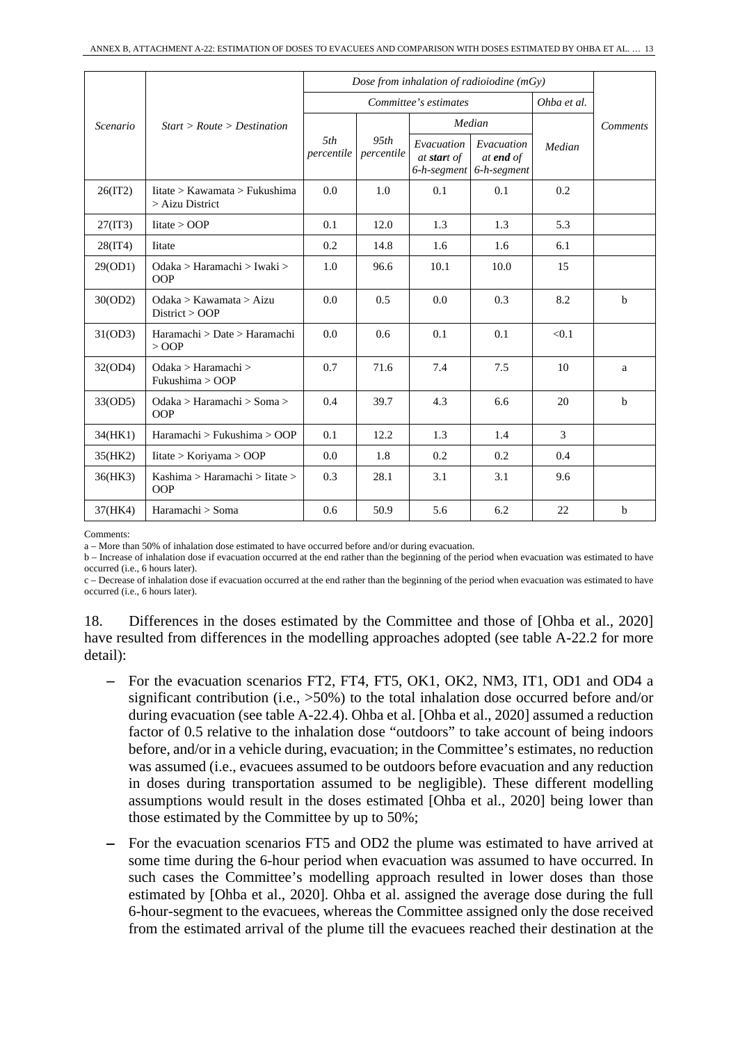| *Scenario* | *Start > Route > Destination* | *Dose from inhalation of radioiodine (mGy)* | | | | | *Comments* |
|---|---|---|---|---|---|---|---|
| | | *Committee's estimates* | | | | *Ohba et al.* | |
| | | *5th percentile* | *95th percentile* | *Median* | | *Median* | |
| | | | | *Evacuation at **start** of 6-h-segment* | *Evacuation at **end** of 6-h-segment* | | |
| 26(IT2) | Iitate > Kawamata > Fukushima > Aizu District | 0.0 | 1.0 | 0.1 | 0.1 | 0.2 | |
| 27(IT3) | Iitate > OOP | 0.1 | 12.0 | 1.3 | 1.3 | 5.3 | |
| 28(IT4) | Iitate | 0.2 | 14.8 | 1.6 | 1.6 | 6.1 | |
| 29(OD1) | Odaka > Haramachi > Iwaki > OOP | 1.0 | 96.6 | 10.1 | 10.0 | 15 | |
| 30(OD2) | Odaka > Kawamata > Aizu District > OOP | 0.0 | 0.5 | 0.0 | 0.3 | 8.2 | b |
| 31(OD3) | Haramachi > Date > Haramachi > OOP | 0.0 | 0.6 | 0.1 | 0.1 | <0.1 | |
| 32(OD4) | Odaka > Haramachi > Fukushima > OOP | 0.7 | 71.6 | 7.4 | 7.5 | 10 | a |
| 33(OD5) | Odaka > Haramachi > Soma > OOP | 0.4 | 39.7 | 4.3 | 6.6 | 20 | b |
| 34(HK1) | Haramachi > Fukushima > OOP | 0.1 | 12.2 | 1.3 | 1.4 | 3 | |
| 35(HK2) | Iitate > Koriyama > OOP | 0.0 | 1.8 | 0.2 | 0.2 | 0.4 | |
| 36(HK3) | Kashima > Haramachi > Iitate > OOP | 0.3 | 28.1 | 3.1 | 3.1 | 9.6 | |
| 37(HK4) | Haramachi > Soma | 0.6 | 50.9 | 5.6 | 6.2 | 22 | b |

Comments:

a – More than 50% of inhalation dose estimated to have occurred before and/or during evacuation.

b – Increase of inhalation dose if evacuation occurred at the end rather than the beginning of the period when evacuation was estimated to have occurred (i.e., 6 hours later).

c – Decrease of inhalation dose if evacuation occurred at the end rather than the beginning of the period when evacuation was estimated to have occurred (i.e., 6 hours later).

18. Differences in the doses estimated by the Committee and those of [Ohba et al., 2020] have resulted from differences in the modelling approaches adopted (see table A-22.2 for more detail):

- For the evacuation scenarios FT2, FT4, FT5, OK1, OK2, NM3, IT1, OD1 and OD4 a significant contribution (i.e., >50%) to the total inhalation dose occurred before and/or during evacuation (see table A-22.4). Ohba et al. [Ohba et al., 2020] assumed a reduction factor of 0.5 relative to the inhalation dose "outdoors" to take account of being indoors before, and/or in a vehicle during, evacuation; in the Committee's estimates, no reduction was assumed (i.e., evacuees assumed to be outdoors before evacuation and any reduction in doses during transportation assumed to be negligible). These different modelling assumptions would result in the doses estimated [Ohba et al., 2020] being lower than those estimated by the Committee by up to 50%;
- For the evacuation scenarios FT5 and OD2 the plume was estimated to have arrived at some time during the 6-hour period when evacuation was assumed to have occurred. In such cases the Committee's modelling approach resulted in lower doses than those estimated by [Ohba et al., 2020]. Ohba et al. assigned the average dose during the full 6-hour-segment to the evacuees, whereas the Committee assigned only the dose received from the estimated arrival of the plume till the evacuees reached their destination at the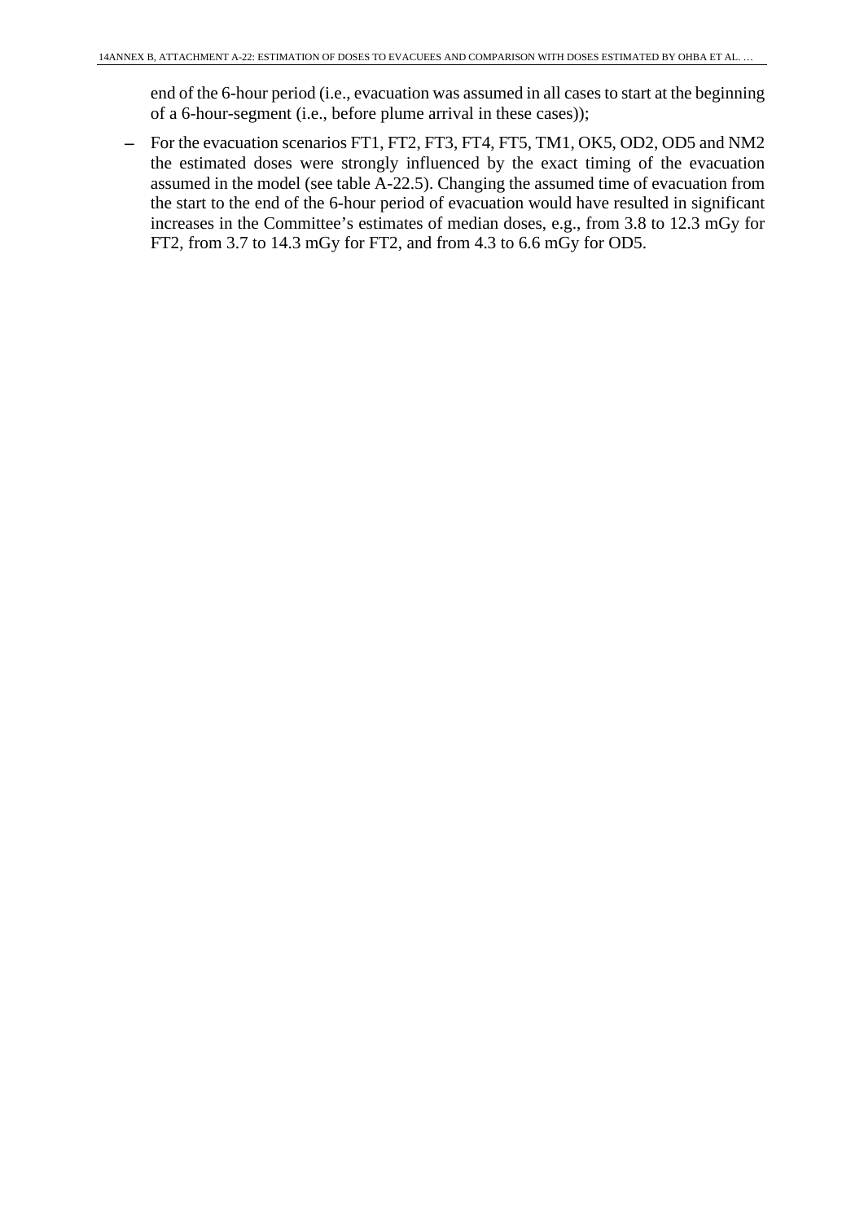end of the 6-hour period (i.e., evacuation was assumed in all cases to start at the beginning of a 6-hour-segment (i.e., before plume arrival in these cases));

– For the evacuation scenarios FT1, FT2, FT3, FT4, FT5, TM1, OK5, OD2, OD5 and NM2 the estimated doses were strongly influenced by the exact timing of the evacuation assumed in the model (see table A-22.5). Changing the assumed time of evacuation from the start to the end of the 6-hour period of evacuation would have resulted in significant increases in the Committee's estimates of median doses, e.g., from 3.8 to 12.3 mGy for FT2, from 3.7 to 14.3 mGy for FT2, and from 4.3 to 6.6 mGy for OD5.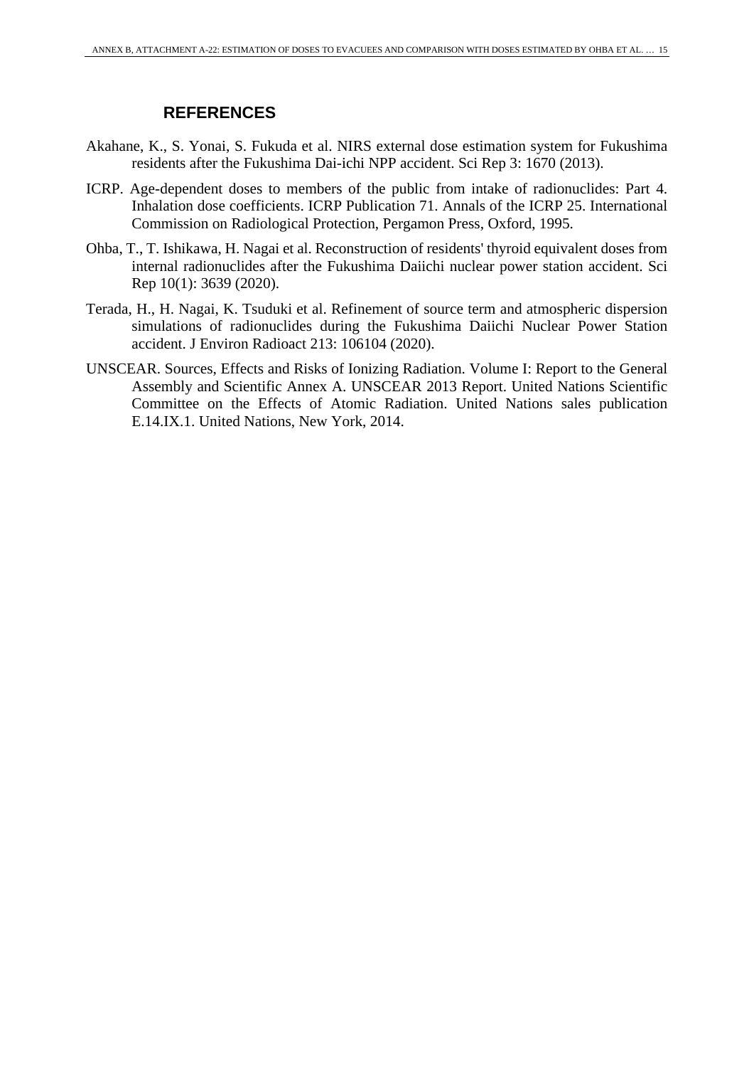## REFERENCES

Akahane, K., S. Yonai, S. Fukuda et al. NIRS external dose estimation system for Fukushima residents after the Fukushima Dai-ichi NPP accident. Sci Rep 3: 1670 (2013).

ICRP. Age-dependent doses to members of the public from intake of radionuclides: Part 4. Inhalation dose coefficients. ICRP Publication 71. Annals of the ICRP 25. International Commission on Radiological Protection, Pergamon Press, Oxford, 1995.

Ohba, T., T. Ishikawa, H. Nagai et al. Reconstruction of residents' thyroid equivalent doses from internal radionuclides after the Fukushima Daiichi nuclear power station accident. Sci Rep 10(1): 3639 (2020).

Terada, H., H. Nagai, K. Tsuduki et al. Refinement of source term and atmospheric dispersion simulations of radionuclides during the Fukushima Daiichi Nuclear Power Station accident. J Environ Radioact 213: 106104 (2020).

UNSCEAR. Sources, Effects and Risks of Ionizing Radiation. Volume I: Report to the General Assembly and Scientific Annex A. UNSCEAR 2013 Report. United Nations Scientific Committee on the Effects of Atomic Radiation. United Nations sales publication E.14.IX.1. United Nations, New York, 2014.